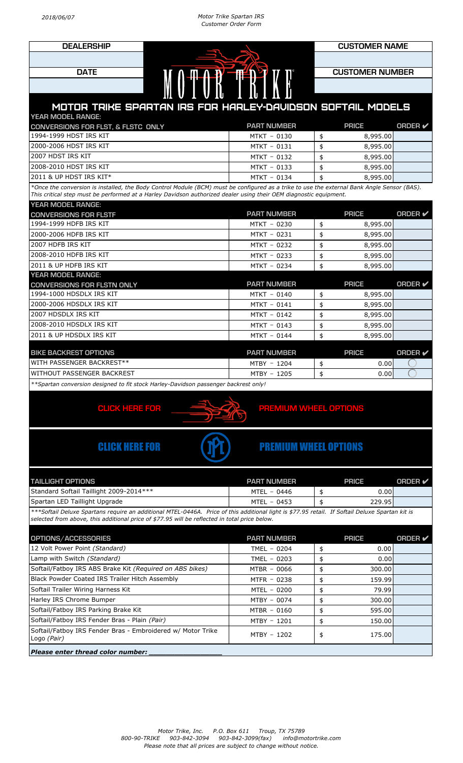2018/06/07

Motor Trike Spartan IRS
Customer Order Form

| DEALERSHIP | CUSTOMER NAME |
| --- | --- |
| | |
| **DATE** | **CUSTOMER NUMBER** |
| | |

MOTOR TRIKE

# MOTOR TRIKE SPARTAN IRS FOR HARLEY-DAVIDSON SOFTAIL MODELS

| YEAR MODEL RANGE: CONVERSIONS FOR FLST, & FLSTC ONLY | PART NUMBER | PRICE | ORDER ✔ |
| --- | --- | --- | --- |
| 1994-1999 HDST IRS KIT | MTKT - 0130 | $ 8,995.00 | |
| 2000-2006 HDST IRS KIT | MTKT - 0131 | $ 8,995.00 | |
| 2007 HDST IRS KIT | MTKT - 0132 | $ 8,995.00 | |
| 2008-2010 HDST IRS KIT | MTKT - 0133 | $ 8,995.00 | |
| 2011 & UP HDST IRS KIT* | MTKT - 0134 | $ 8,995.00 | |

*\*Once the conversion is installed, the Body Control Module (BCM) must be configured as a trike to use the external Bank Angle Sensor (BAS). This critical step must be performed at a Harley Davidson authorized dealer using their OEM diagnostic equipment.*

| YEAR MODEL RANGE: CONVERSIONS FOR FLSTF | PART NUMBER | PRICE | ORDER ✔ |
| --- | --- | --- | --- |
| 1994-1999 HDFB IRS KIT | MTKT - 0230 | $ 8,995.00 | |
| 2000-2006 HDFB IRS KIT | MTKT - 0231 | $ 8,995.00 | |
| 2007 HDFB IRS KIT | MTKT - 0232 | $ 8,995.00 | |
| 2008-2010 HDFB IRS KIT | MTKT - 0233 | $ 8,995.00 | |
| 2011 & UP HDFB IRS KIT | MTKT - 0234 | $ 8,995.00 | |

| YEAR MODEL RANGE: CONVERSIONS FOR FLSTN ONLY | PART NUMBER | PRICE | ORDER ✔ |
| --- | --- | --- | --- |
| 1994-1000 HDSDLX IRS KIT | MTKT - 0140 | $ 8,995.00 | |
| 2000-2006 HDSDLX IRS KIT | MTKT - 0141 | $ 8,995.00 | |
| 2007 HDSDLX IRS KIT | MTKT - 0142 | $ 8,995.00 | |
| 2008-2010 HDSDLX IRS KIT | MTKT - 0143 | $ 8,995.00 | |
| 2011 & UP HDSDLX IRS KIT | MTKT - 0144 | $ 8,995.00 | |

| BIKE BACKREST OPTIONS | PART NUMBER | PRICE | ORDER ✔ |
| --- | --- | --- | --- |
| WITH PASSENGER BACKREST** | MTBY - 1204 | $ 0.00 | ◯ |
| WITHOUT PASSENGER BACKREST | MTBY - 1205 | $ 0.00 | ◯ |

*\*\*Spartan conversion designed to fit stock Harley-Davidson passenger backrest only!*

**CLICK HERE FOR PREMIUM WHEEL OPTIONS**

**CLICK HERE FOR PREMIUM WHEEL OPTIONS**

| TAILLIGHT OPTIONS | PART NUMBER | PRICE | ORDER ✔ |
| --- | --- | --- | --- |
| Standard Softail Taillight 2009-2014*** | MTEL - 0446 | $ 0.00 | |
| Spartan LED Taillight Upgrade | MTEL - 0453 | $ 229.95 | |

*\*\*\*Softail Deluxe Spartans require an additional MTEL-0446A. Price of this additional light is $77.95 retail. If Softail Deluxe Spartan kit is selected from above, this additional price of $77.95 will be reflected in total price below.*

| OPTIONS/ACCESSORIES | PART NUMBER | PRICE | ORDER ✔ |
| --- | --- | --- | --- |
| 12 Volt Power Point *(Standard)* | TMEL - 0204 | $ 0.00 | |
| Lamp with Switch *(Standard)* | TMEL - 0203 | $ 0.00 | |
| Softail/Fatboy IRS ABS Brake Kit *(Required on ABS bikes)* | MTBR - 0066 | $ 300.00 | |
| Black Powder Coated IRS Trailer Hitch Assembly | MTFR - 0238 | $ 159.99 | |
| Softail Trailer Wiring Harness Kit | MTEL - 0200 | $ 79.99 | |
| Harley IRS Chrome Bumper | MTBY - 0074 | $ 300.00 | |
| Softail/Fatboy IRS Parking Brake Kit | MTBR - 0160 | $ 595.00 | |
| Softail/Fatboy IRS Fender Bras - Plain *(Pair)* | MTBY - 1201 | $ 150.00 | |
| Softail/Fatboy IRS Fender Bras - Embroidered w/ Motor Trike Logo *(Pair)* | MTBY - 1202 | $ 175.00 | |

***Please enter thread color number: ________________***

*Motor Trike, Inc. P.O. Box 611 Troup, TX 75789*
*800-90-TRIKE 903-842-3094 903-842-3099(fax) info@motortrike.com*
*Please note that all prices are subject to change without notice.*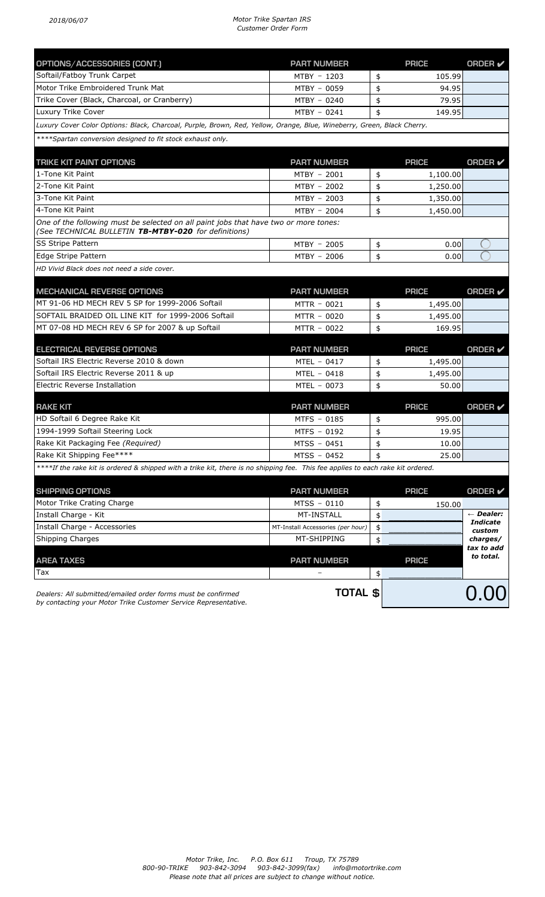| OPTIONS/ACCESSORIES (CONT.) | PART NUMBER | PRICE | ORDER ✔ |
|---|---|---|---|
| Softail/Fatboy Trunk Carpet | MTBY - 1203 | $ 105.99 | |
| Motor Trike Embroidered Trunk Mat | MTBY - 0059 | $ 94.95 | |
| Trike Cover (Black, Charcoal, or Cranberry) | MTBY - 0240 | $ 79.95 | |
| Luxury Trike Cover | MTBY - 0241 | $ 149.95 | |

*Luxury Cover Color Options: Black, Charcoal, Purple, Brown, Red, Yellow, Orange, Blue, Wineberry, Green, Black Cherry.*

*\*\*\*\*Spartan conversion designed to fit stock exhaust only.*

| TRIKE KIT PAINT OPTIONS | PART NUMBER | PRICE | ORDER ✔ |
|---|---|---|---|
| 1-Tone Kit Paint | MTBY - 2001 | $ 1,100.00 | |
| 2-Tone Kit Paint | MTBY - 2002 | $ 1,250.00 | |
| 3-Tone Kit Paint | MTBY - 2003 | $ 1,350.00 | |
| 4-Tone Kit Paint | MTBY - 2004 | $ 1,450.00 | |

*One of the following must be selected on all paint jobs that have two or more tones: (See TECHNICAL BULLETIN* ***TB-MTBY-020*** *for definitions)*

| | | | |
|---|---|---|---|
| SS Stripe Pattern | MTBY - 2005 | $ 0.00 | ◯ |
| Edge Stripe Pattern | MTBY - 2006 | $ 0.00 | ◯ |

*HD Vivid Black does not need a side cover.*

| MECHANICAL REVERSE OPTIONS | PART NUMBER | PRICE | ORDER ✔ |
|---|---|---|---|
| MT 91-06 HD MECH REV 5 SP for 1999-2006 Softail | MTTR - 0021 | $ 1,495.00 | |
| SOFTAIL BRAIDED OIL LINE KIT for 1999-2006 Softail | MTTR - 0020 | $ 1,495.00 | |
| MT 07-08 HD MECH REV 6 SP for 2007 & up Softail | MTTR - 0022 | $ 169.95 | |

| ELECTRICAL REVERSE OPTIONS | PART NUMBER | PRICE | ORDER ✔ |
|---|---|---|---|
| Softail IRS Electric Reverse 2010 & down | MTEL - 0417 | $ 1,495.00 | |
| Softail IRS Electric Reverse 2011 & up | MTEL - 0418 | $ 1,495.00 | |
| Electric Reverse Installation | MTEL - 0073 | $ 50.00 | |

| RAKE KIT | PART NUMBER | PRICE | ORDER ✔ |
|---|---|---|---|
| HD Softail 6 Degree Rake Kit | MTFS - 0185 | $ 995.00 | |
| 1994-1999 Softail Steering Lock | MTFS - 0192 | $ 19.95 | |
| Rake Kit Packaging Fee *(Required)* | MTSS - 0451 | $ 10.00 | |
| Rake Kit Shipping Fee\*\*\*\* | MTSS - 0452 | $ 25.00 | |

*\*\*\*\*If the rake kit is ordered & shipped with a trike kit, there is no shipping fee. This fee applies to each rake kit ordered.*

| SHIPPING OPTIONS | PART NUMBER | PRICE | ORDER ✔ |
|---|---|---|---|
| Motor Trike Crating Charge | MTSS - 0110 | $ 150.00 | |
| Install Charge - Kit | MT-INSTALL | $ | *← Dealer: Indicate custom charges/ tax to add to total.* |
| Install Charge - Accessories | MT-Install Accessories *(per hour)* | $ | |
| Shipping Charges | MT-SHIPPING | $ | |

| AREA TAXES | PART NUMBER | PRICE |
|---|---|---|
| Tax | – | $ |

*Dealers: All submitted/emailed order forms must be confirmed by contacting your Motor Trike Customer Service Representative.*

**TOTAL $** 0.00

*Motor Trike, Inc. P.O. Box 611 Troup, TX 75789*
*800-90-TRIKE 903-842-3094 903-842-3099(fax) info@motortrike.com*
*Please note that all prices are subject to change without notice.*